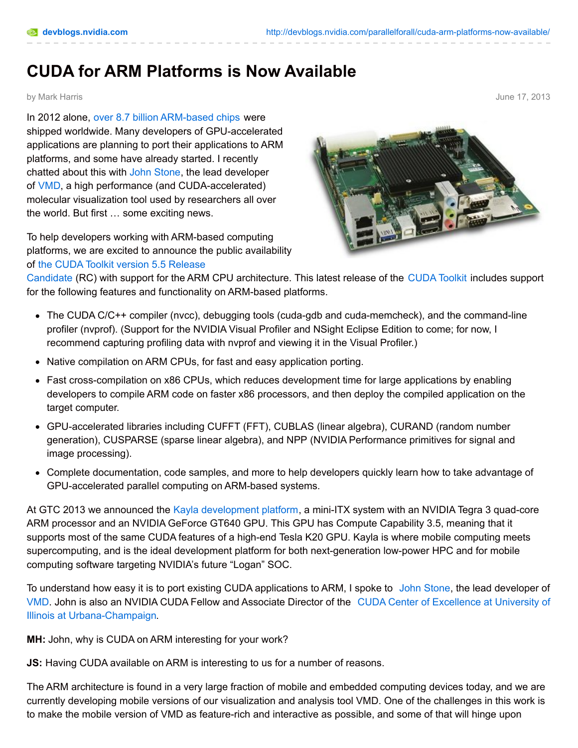# CUDA for ARM Platforms is Now Available

by Mark Harris

June 17, 2013

In 2012 alone, over 8.7 billion ARM-based chips were shipped worldwide. Many developers of GPU-accelerated applications are planning to port their applications to ARM platforms, and some have already started. I recently chatted about this with John Stone, the lead developer of VMD, a high performance (and CUDA-accelerated) molecular visualization tool used by researchers all over the world. But first … some exciting news.

To help developers working with ARM-based computing platforms, we are excited to announce the public availability of the CUDA Toolkit version 5.5 Release Candidate (RC) with support for the ARM CPU architecture. This latest release of the CUDA Toolkit includes support for the following features and functionality on ARM-based platforms.

- The CUDA C/C++ compiler (nvcc), debugging tools (cuda-gdb and cuda-memcheck), and the command-line profiler (nvprof). (Support for the NVIDIA Visual Profiler and NSight Eclipse Edition to come; for now, I recommend capturing profiling data with nvprof and viewing it in the Visual Profiler.)
- Native compilation on ARM CPUs, for fast and easy application porting.
- Fast cross-compilation on x86 CPUs, which reduces development time for large applications by enabling developers to compile ARM code on faster x86 processors, and then deploy the compiled application on the target computer.
- GPU-accelerated libraries including CUFFT (FFT), CUBLAS (linear algebra), CURAND (random number generation), CUSPARSE (sparse linear algebra), and NPP (NVIDIA Performance primitives for signal and image processing).
- Complete documentation, code samples, and more to help developers quickly learn how to take advantage of GPU-accelerated parallel computing on ARM-based systems.

At GTC 2013 we announced the Kayla development platform, a mini-ITX system with an NVIDIA Tegra 3 quad-core ARM processor and an NVIDIA GeForce GT640 GPU. This GPU has Compute Capability 3.5, meaning that it supports most of the same CUDA features of a high-end Tesla K20 GPU. Kayla is where mobile computing meets supercomputing, and is the ideal development platform for both next-generation low-power HPC and for mobile computing software targeting NVIDIA's future "Logan" SOC.

To understand how easy it is to port existing CUDA applications to ARM, I spoke to John Stone, the lead developer of VMD. John is also an NVIDIA CUDA Fellow and Associate Director of the CUDA Center of Excellence at University of Illinois at Urbana-Champaign.

**MH:** John, why is CUDA on ARM interesting for your work?

**JS:** Having CUDA available on ARM is interesting to us for a number of reasons.

The ARM architecture is found in a very large fraction of mobile and embedded computing devices today, and we are currently developing mobile versions of our visualization and analysis tool VMD. One of the challenges in this work is to make the mobile version of VMD as feature-rich and interactive as possible, and some of that will hinge upon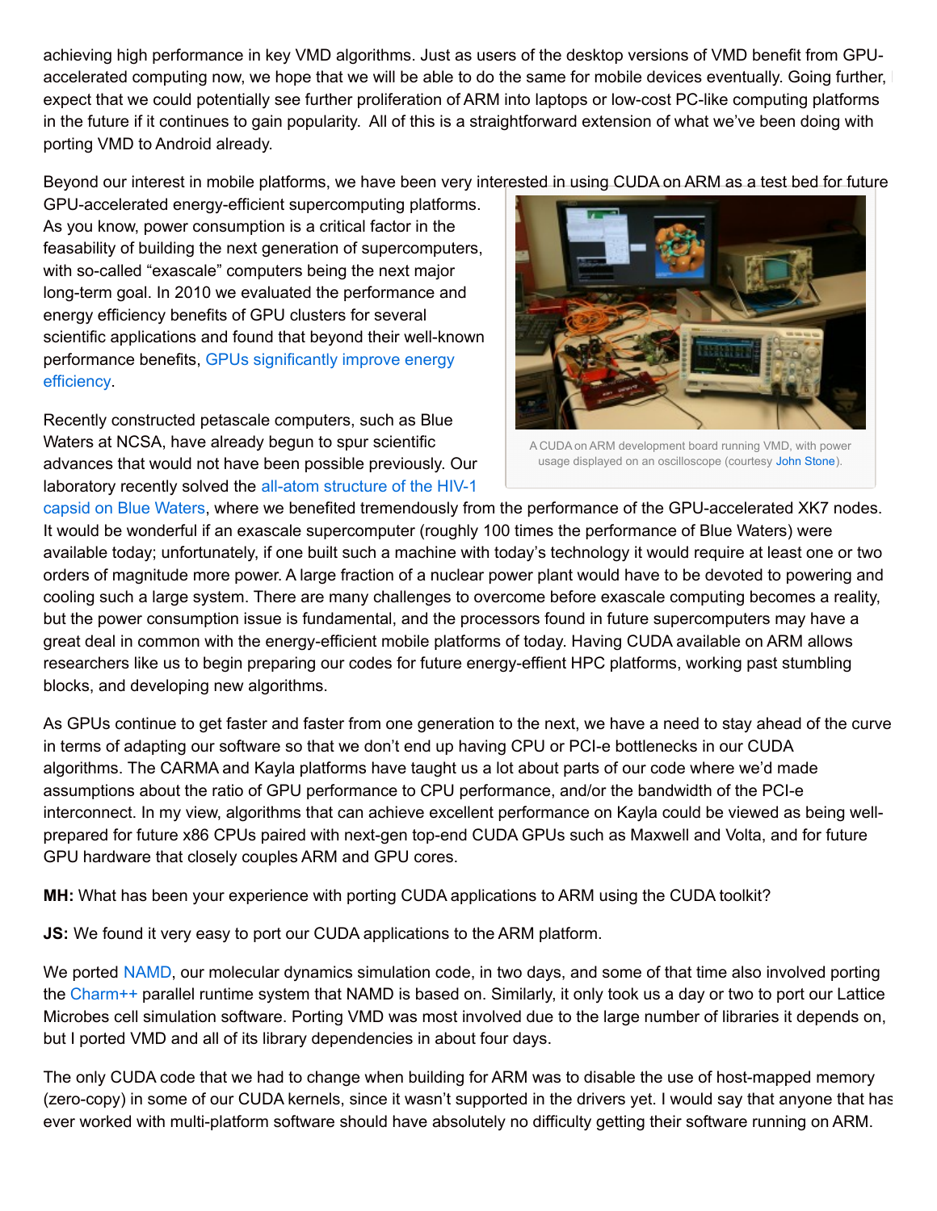achieving high performance in key VMD algorithms. Just as users of the desktop versions of VMD benefit from GPU-accelerated computing now, we hope that we will be able to do the same for mobile devices eventually. Going further, I expect that we could potentially see further proliferation of ARM into laptops or low-cost PC-like computing platforms in the future if it continues to gain popularity. All of this is a straightforward extension of what we've been doing with porting VMD to Android already.

Beyond our interest in mobile platforms, we have been very interested in using CUDA on ARM as a test bed for future GPU-accelerated energy-efficient supercomputing platforms. As you know, power consumption is a critical factor in the feasability of building the next generation of supercomputers, with so-called "exascale" computers being the next major long-term goal. In 2010 we evaluated the performance and energy efficiency benefits of GPU clusters for several scientific applications and found that beyond their well-known performance benefits, GPUs significantly improve energy efficiency.

A CUDA on ARM development board running VMD, with power usage displayed on an oscilloscope (courtesy John Stone).

Recently constructed petascale computers, such as Blue Waters at NCSA, have already begun to spur scientific advances that would not have been possible previously. Our laboratory recently solved the all-atom structure of the HIV-1 capsid on Blue Waters, where we benefited tremendously from the performance of the GPU-accelerated XK7 nodes. It would be wonderful if an exascale supercomputer (roughly 100 times the performance of Blue Waters) were available today; unfortunately, if one built such a machine with today's technology it would require at least one or two orders of magnitude more power. A large fraction of a nuclear power plant would have to be devoted to powering and cooling such a large system. There are many challenges to overcome before exascale computing becomes a reality, but the power consumption issue is fundamental, and the processors found in future supercomputers may have a great deal in common with the energy-efficient mobile platforms of today. Having CUDA available on ARM allows researchers like us to begin preparing our codes for future energy-effient HPC platforms, working past stumbling blocks, and developing new algorithms.

As GPUs continue to get faster and faster from one generation to the next, we have a need to stay ahead of the curve in terms of adapting our software so that we don't end up having CPU or PCI-e bottlenecks in our CUDA algorithms. The CARMA and Kayla platforms have taught us a lot about parts of our code where we'd made assumptions about the ratio of GPU performance to CPU performance, and/or the bandwidth of the PCI-e interconnect. In my view, algorithms that can achieve excellent performance on Kayla could be viewed as being well-prepared for future x86 CPUs paired with next-gen top-end CUDA GPUs such as Maxwell and Volta, and for future GPU hardware that closely couples ARM and GPU cores.

**MH:** What has been your experience with porting CUDA applications to ARM using the CUDA toolkit?

**JS:** We found it very easy to port our CUDA applications to the ARM platform.

We ported NAMD, our molecular dynamics simulation code, in two days, and some of that time also involved porting the Charm++ parallel runtime system that NAMD is based on. Similarly, it only took us a day or two to port our Lattice Microbes cell simulation software. Porting VMD was most involved due to the large number of libraries it depends on, but I ported VMD and all of its library dependencies in about four days.

The only CUDA code that we had to change when building for ARM was to disable the use of host-mapped memory (zero-copy) in some of our CUDA kernels, since it wasn't supported in the drivers yet. I would say that anyone that has ever worked with multi-platform software should have absolutely no difficulty getting their software running on ARM.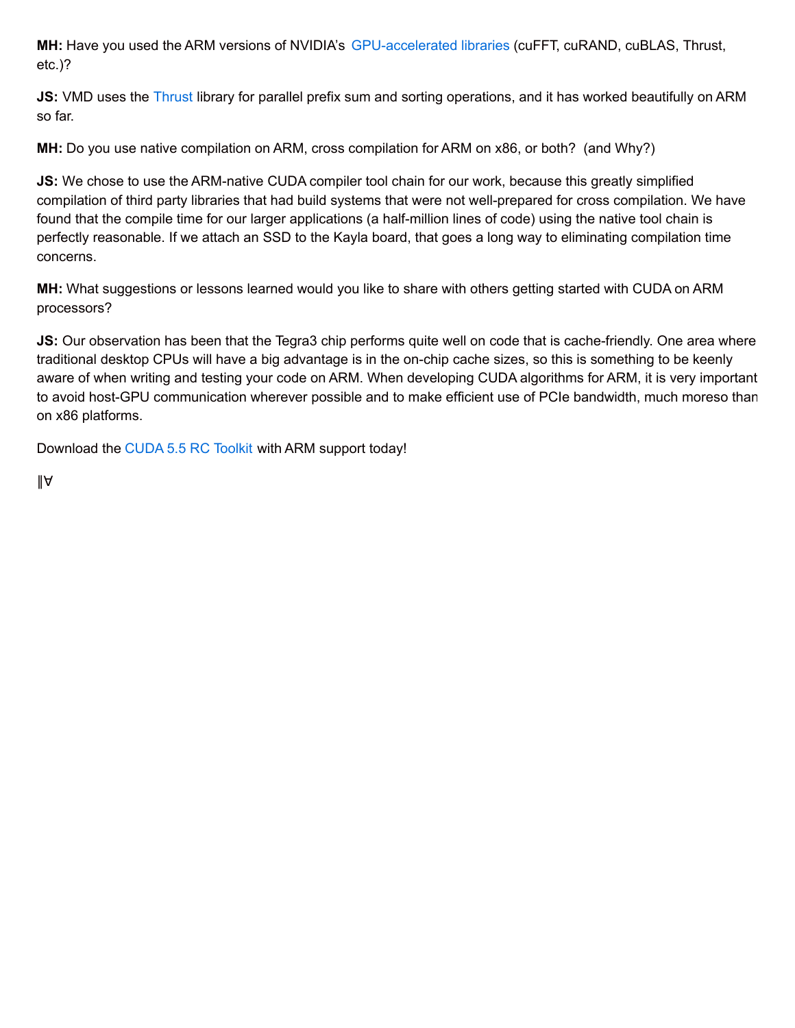**MH:** Have you used the ARM versions of NVIDIA's GPU-accelerated libraries (cuFFT, cuRAND, cuBLAS, Thrust, etc.)?

**JS:** VMD uses the Thrust library for parallel prefix sum and sorting operations, and it has worked beautifully on ARM so far.

**MH:** Do you use native compilation on ARM, cross compilation for ARM on x86, or both? (and Why?)

**JS:** We chose to use the ARM-native CUDA compiler tool chain for our work, because this greatly simplified compilation of third party libraries that had build systems that were not well-prepared for cross compilation. We have found that the compile time for our larger applications (a half-million lines of code) using the native tool chain is perfectly reasonable. If we attach an SSD to the Kayla board, that goes a long way to eliminating compilation time concerns.

**MH:** What suggestions or lessons learned would you like to share with others getting started with CUDA on ARM processors?

**JS:** Our observation has been that the Tegra3 chip performs quite well on code that is cache-friendly. One area where traditional desktop CPUs will have a big advantage is in the on-chip cache sizes, so this is something to be keenly aware of when writing and testing your code on ARM. When developing CUDA algorithms for ARM, it is very important to avoid host-GPU communication wherever possible and to make efficient use of PCIe bandwidth, much moreso than on x86 platforms.

Download the CUDA 5.5 RC Toolkit with ARM support today!

∥∀